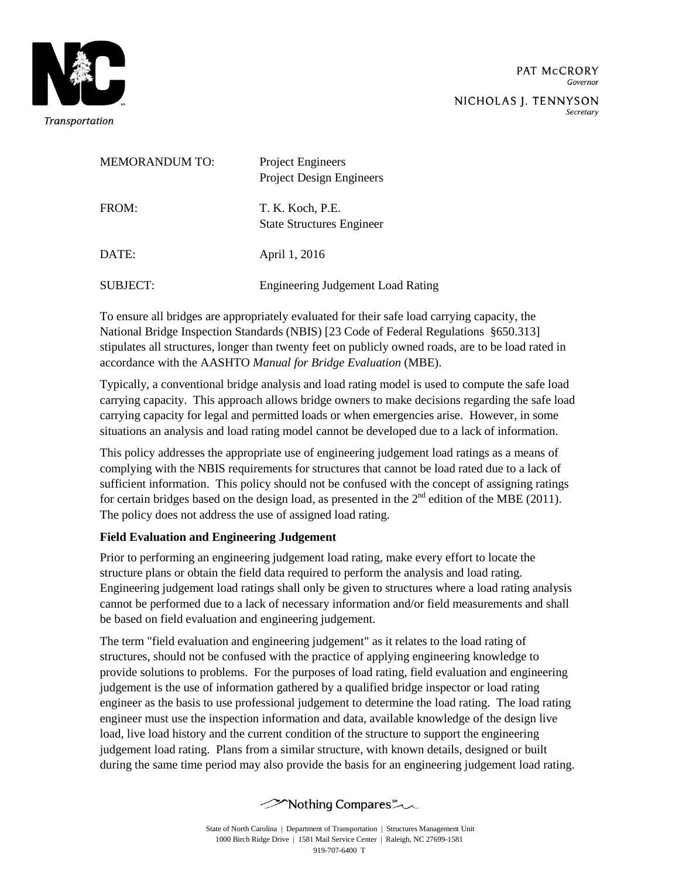PAT McCRORY
*Governor*

NICHOLAS J. TENNYSON
*Secretary*

| | |
|---|---|
| MEMORANDUM TO: | Project Engineers<br>Project Design Engineers |
| FROM: | T. K. Koch, P.E.<br>State Structures Engineer |
| DATE: | April 1, 2016 |
| SUBJECT: | Engineering Judgement Load Rating |

To ensure all bridges are appropriately evaluated for their safe load carrying capacity, the National Bridge Inspection Standards (NBIS) [23 Code of Federal Regulations §650.313] stipulates all structures, longer than twenty feet on publicly owned roads, are to be load rated in accordance with the AASHTO *Manual for Bridge Evaluation* (MBE).

Typically, a conventional bridge analysis and load rating model is used to compute the safe load carrying capacity. This approach allows bridge owners to make decisions regarding the safe load carrying capacity for legal and permitted loads or when emergencies arise. However, in some situations an analysis and load rating model cannot be developed due to a lack of information.

This policy addresses the appropriate use of engineering judgement load ratings as a means of complying with the NBIS requirements for structures that cannot be load rated due to a lack of sufficient information. This policy should not be confused with the concept of assigning ratings for certain bridges based on the design load, as presented in the 2nd edition of the MBE (2011). The policy does not address the use of assigned load rating.

**Field Evaluation and Engineering Judgement**

Prior to performing an engineering judgement load rating, make every effort to locate the structure plans or obtain the field data required to perform the analysis and load rating. Engineering judgement load ratings shall only be given to structures where a load rating analysis cannot be performed due to a lack of necessary information and/or field measurements and shall be based on field evaluation and engineering judgement.

The term "field evaluation and engineering judgement" as it relates to the load rating of structures, should not be confused with the practice of applying engineering knowledge to provide solutions to problems. For the purposes of load rating, field evaluation and engineering judgement is the use of information gathered by a qualified bridge inspector or load rating engineer as the basis to use professional judgement to determine the load rating. The load rating engineer must use the inspection information and data, available knowledge of the design live load, live load history and the current condition of the structure to support the engineering judgement load rating. Plans from a similar structure, with known details, designed or built during the same time period may also provide the basis for an engineering judgement load rating.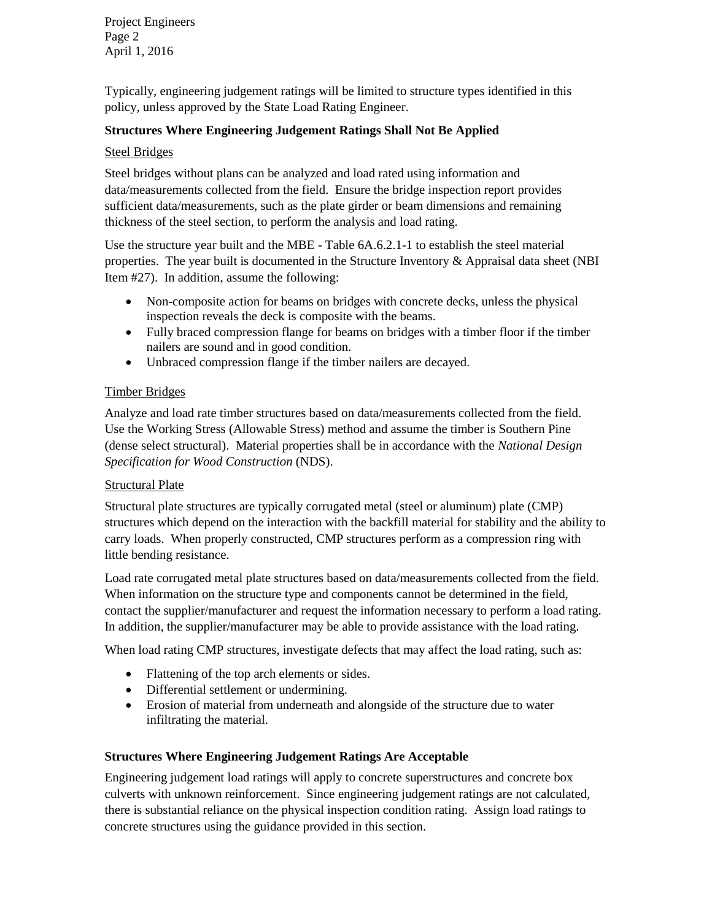Typically, engineering judgement ratings will be limited to structure types identified in this policy, unless approved by the State Load Rating Engineer.

**Structures Where Engineering Judgement Ratings Shall Not Be Applied**

Steel Bridges

Steel bridges without plans can be analyzed and load rated using information and data/measurements collected from the field. Ensure the bridge inspection report provides sufficient data/measurements, such as the plate girder or beam dimensions and remaining thickness of the steel section, to perform the analysis and load rating.

Use the structure year built and the MBE - Table 6A.6.2.1-1 to establish the steel material properties. The year built is documented in the Structure Inventory & Appraisal data sheet (NBI Item #27). In addition, assume the following:

- Non-composite action for beams on bridges with concrete decks, unless the physical inspection reveals the deck is composite with the beams.
- Fully braced compression flange for beams on bridges with a timber floor if the timber nailers are sound and in good condition.
- Unbraced compression flange if the timber nailers are decayed.

Timber Bridges

Analyze and load rate timber structures based on data/measurements collected from the field. Use the Working Stress (Allowable Stress) method and assume the timber is Southern Pine (dense select structural). Material properties shall be in accordance with the *National Design Specification for Wood Construction* (NDS).

Structural Plate

Structural plate structures are typically corrugated metal (steel or aluminum) plate (CMP) structures which depend on the interaction with the backfill material for stability and the ability to carry loads. When properly constructed, CMP structures perform as a compression ring with little bending resistance.

Load rate corrugated metal plate structures based on data/measurements collected from the field. When information on the structure type and components cannot be determined in the field, contact the supplier/manufacturer and request the information necessary to perform a load rating. In addition, the supplier/manufacturer may be able to provide assistance with the load rating.

When load rating CMP structures, investigate defects that may affect the load rating, such as:

- Flattening of the top arch elements or sides.
- Differential settlement or undermining.
- Erosion of material from underneath and alongside of the structure due to water infiltrating the material.

**Structures Where Engineering Judgement Ratings Are Acceptable**

Engineering judgement load ratings will apply to concrete superstructures and concrete box culverts with unknown reinforcement. Since engineering judgement ratings are not calculated, there is substantial reliance on the physical inspection condition rating. Assign load ratings to concrete structures using the guidance provided in this section.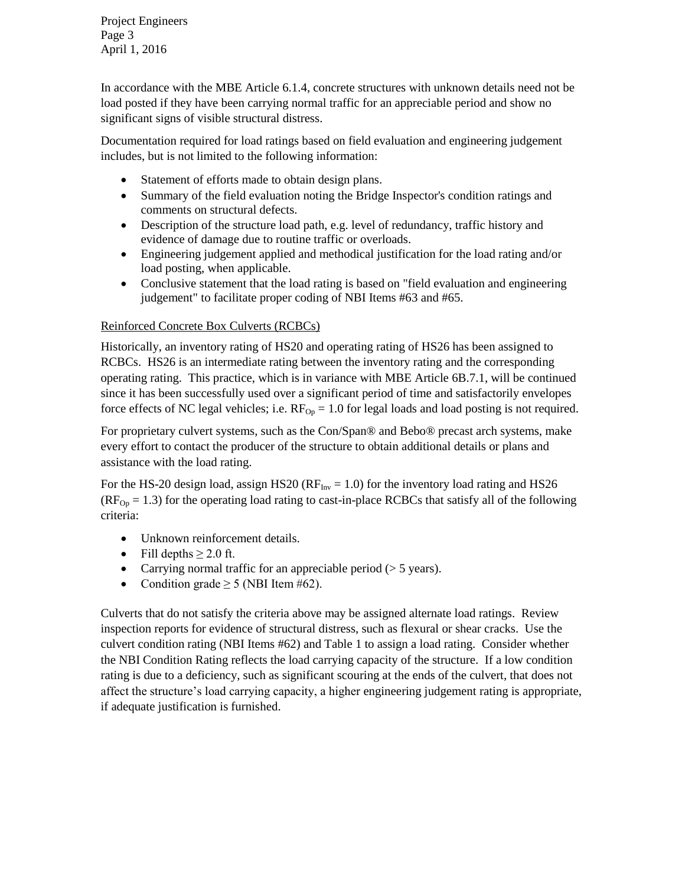In accordance with the MBE Article 6.1.4, concrete structures with unknown details need not be load posted if they have been carrying normal traffic for an appreciable period and show no significant signs of visible structural distress.

Documentation required for load ratings based on field evaluation and engineering judgement includes, but is not limited to the following information:

- Statement of efforts made to obtain design plans.
- Summary of the field evaluation noting the Bridge Inspector's condition ratings and comments on structural defects.
- Description of the structure load path, e.g. level of redundancy, traffic history and evidence of damage due to routine traffic or overloads.
- Engineering judgement applied and methodical justification for the load rating and/or load posting, when applicable.
- Conclusive statement that the load rating is based on "field evaluation and engineering judgement" to facilitate proper coding of NBI Items #63 and #65.

Reinforced Concrete Box Culverts (RCBCs)

Historically, an inventory rating of HS20 and operating rating of HS26 has been assigned to RCBCs. HS26 is an intermediate rating between the inventory rating and the corresponding operating rating. This practice, which is in variance with MBE Article 6B.7.1, will be continued since it has been successfully used over a significant period of time and satisfactorily envelopes force effects of NC legal vehicles; i.e. $RF_{Op} = 1.0$ for legal loads and load posting is not required.

For proprietary culvert systems, such as the Con/Span® and Bebo® precast arch systems, make every effort to contact the producer of the structure to obtain additional details or plans and assistance with the load rating.

For the HS-20 design load, assign HS20 ($RF_{Inv} = 1.0$) for the inventory load rating and HS26 ($RF_{Op} = 1.3$) for the operating load rating to cast-in-place RCBCs that satisfy all of the following criteria:

- Unknown reinforcement details.
- Fill depths $\geq$ 2.0 ft.
- Carrying normal traffic for an appreciable period (> 5 years).
- Condition grade $\geq$ 5 (NBI Item #62).

Culverts that do not satisfy the criteria above may be assigned alternate load ratings. Review inspection reports for evidence of structural distress, such as flexural or shear cracks. Use the culvert condition rating (NBI Items #62) and Table 1 to assign a load rating. Consider whether the NBI Condition Rating reflects the load carrying capacity of the structure. If a low condition rating is due to a deficiency, such as significant scouring at the ends of the culvert, that does not affect the structure's load carrying capacity, a higher engineering judgement rating is appropriate, if adequate justification is furnished.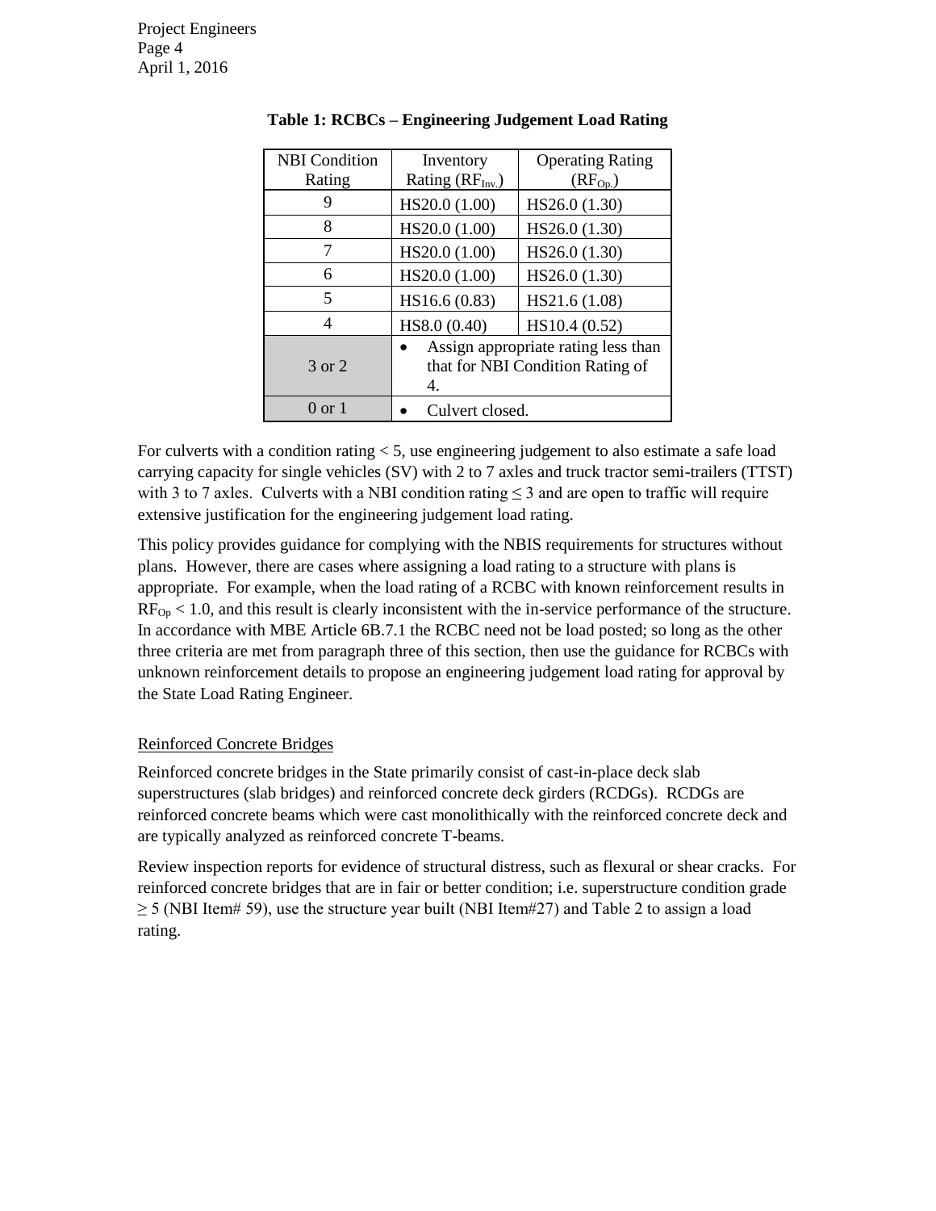**Table 1: RCBCs – Engineering Judgement Load Rating**

| NBI Condition Rating | Inventory Rating ($RF_{Inv.}$) | Operating Rating ($RF_{Op.}$) |
|---|---|---|
| 9 | HS20.0 (1.00) | HS26.0 (1.30) |
| 8 | HS20.0 (1.00) | HS26.0 (1.30) |
| 7 | HS20.0 (1.00) | HS26.0 (1.30) |
| 6 | HS20.0 (1.00) | HS26.0 (1.30) |
| 5 | HS16.6 (0.83) | HS21.6 (1.08) |
| 4 | HS8.0 (0.40) | HS10.4 (0.52) |
| 3 or 2 | • Assign appropriate rating less than that for NBI Condition Rating of 4. | |
| 0 or 1 | • Culvert closed. | |

For culverts with a condition rating < 5, use engineering judgement to also estimate a safe load carrying capacity for single vehicles (SV) with 2 to 7 axles and truck tractor semi-trailers (TTST) with 3 to 7 axles. Culverts with a NBI condition rating ≤ 3 and are open to traffic will require extensive justification for the engineering judgement load rating.

This policy provides guidance for complying with the NBIS requirements for structures without plans. However, there are cases where assigning a load rating to a structure with plans is appropriate. For example, when the load rating of a RCBC with known reinforcement results in $RF_{Op} < 1.0$, and this result is clearly inconsistent with the in-service performance of the structure. In accordance with MBE Article 6B.7.1 the RCBC need not be load posted; so long as the other three criteria are met from paragraph three of this section, then use the guidance for RCBCs with unknown reinforcement details to propose an engineering judgement load rating for approval by the State Load Rating Engineer.

## Reinforced Concrete Bridges

Reinforced concrete bridges in the State primarily consist of cast-in-place deck slab superstructures (slab bridges) and reinforced concrete deck girders (RCDGs). RCDGs are reinforced concrete beams which were cast monolithically with the reinforced concrete deck and are typically analyzed as reinforced concrete T-beams.

Review inspection reports for evidence of structural distress, such as flexural or shear cracks. For reinforced concrete bridges that are in fair or better condition; i.e. superstructure condition grade ≥ 5 (NBI Item# 59), use the structure year built (NBI Item#27) and Table 2 to assign a load rating.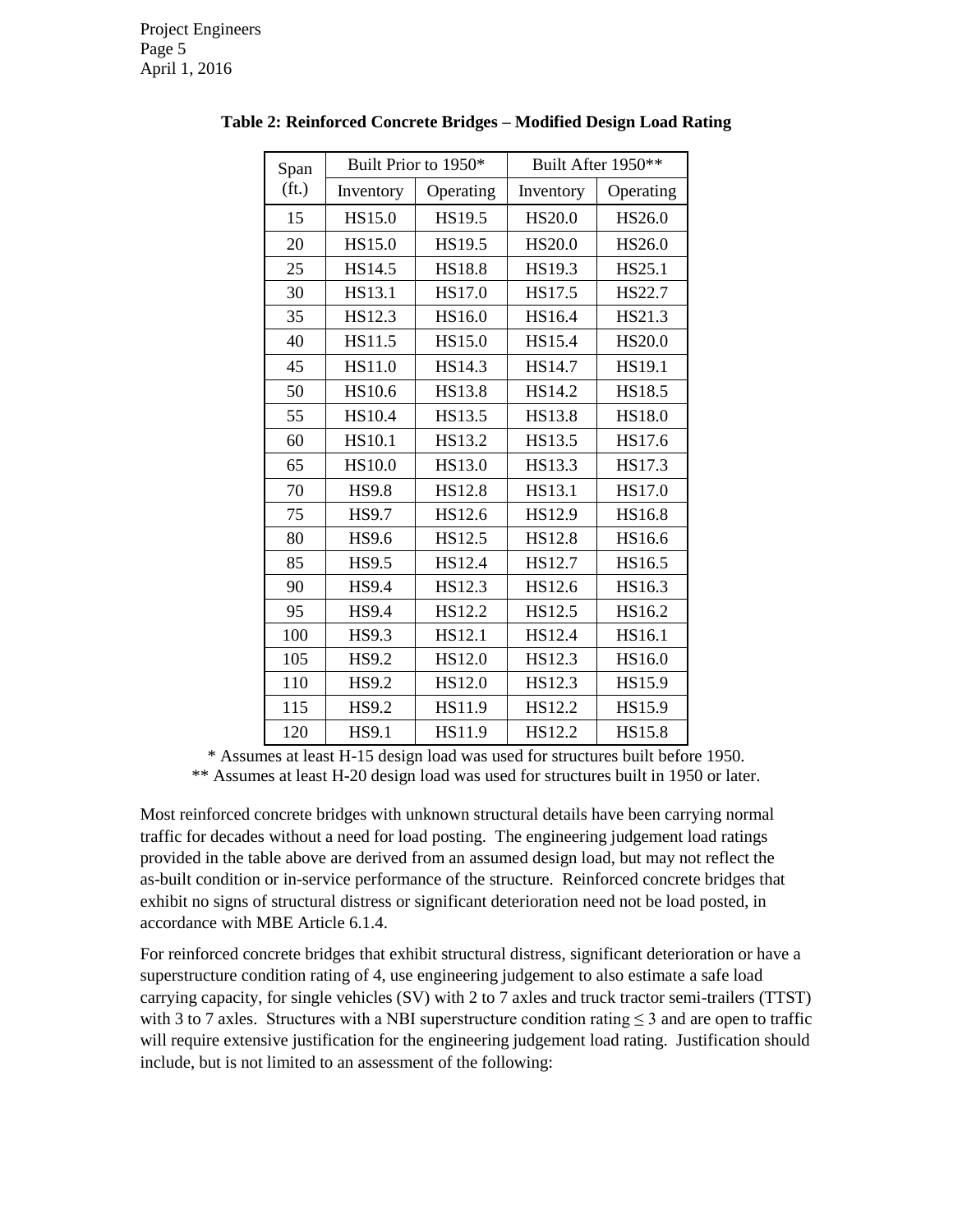**Table 2: Reinforced Concrete Bridges – Modified Design Load Rating**

| Span (ft.) | Built Prior to 1950* | | Built After 1950** | |
|---|---|---|---|---|
| | Inventory | Operating | Inventory | Operating |
| 15 | HS15.0 | HS19.5 | HS20.0 | HS26.0 |
| 20 | HS15.0 | HS19.5 | HS20.0 | HS26.0 |
| 25 | HS14.5 | HS18.8 | HS19.3 | HS25.1 |
| 30 | HS13.1 | HS17.0 | HS17.5 | HS22.7 |
| 35 | HS12.3 | HS16.0 | HS16.4 | HS21.3 |
| 40 | HS11.5 | HS15.0 | HS15.4 | HS20.0 |
| 45 | HS11.0 | HS14.3 | HS14.7 | HS19.1 |
| 50 | HS10.6 | HS13.8 | HS14.2 | HS18.5 |
| 55 | HS10.4 | HS13.5 | HS13.8 | HS18.0 |
| 60 | HS10.1 | HS13.2 | HS13.5 | HS17.6 |
| 65 | HS10.0 | HS13.0 | HS13.3 | HS17.3 |
| 70 | HS9.8 | HS12.8 | HS13.1 | HS17.0 |
| 75 | HS9.7 | HS12.6 | HS12.9 | HS16.8 |
| 80 | HS9.6 | HS12.5 | HS12.8 | HS16.6 |
| 85 | HS9.5 | HS12.4 | HS12.7 | HS16.5 |
| 90 | HS9.4 | HS12.3 | HS12.6 | HS16.3 |
| 95 | HS9.4 | HS12.2 | HS12.5 | HS16.2 |
| 100 | HS9.3 | HS12.1 | HS12.4 | HS16.1 |
| 105 | HS9.2 | HS12.0 | HS12.3 | HS16.0 |
| 110 | HS9.2 | HS12.0 | HS12.3 | HS15.9 |
| 115 | HS9.2 | HS11.9 | HS12.2 | HS15.9 |
| 120 | HS9.1 | HS11.9 | HS12.2 | HS15.8 |

\* Assumes at least H-15 design load was used for structures built before 1950.
\** Assumes at least H-20 design load was used for structures built in 1950 or later.

Most reinforced concrete bridges with unknown structural details have been carrying normal traffic for decades without a need for load posting. The engineering judgement load ratings provided in the table above are derived from an assumed design load, but may not reflect the as-built condition or in-service performance of the structure. Reinforced concrete bridges that exhibit no signs of structural distress or significant deterioration need not be load posted, in accordance with MBE Article 6.1.4.

For reinforced concrete bridges that exhibit structural distress, significant deterioration or have a superstructure condition rating of 4, use engineering judgement to also estimate a safe load carrying capacity, for single vehicles (SV) with 2 to 7 axles and truck tractor semi-trailers (TTST) with 3 to 7 axles. Structures with a NBI superstructure condition rating ≤ 3 and are open to traffic will require extensive justification for the engineering judgement load rating. Justification should include, but is not limited to an assessment of the following: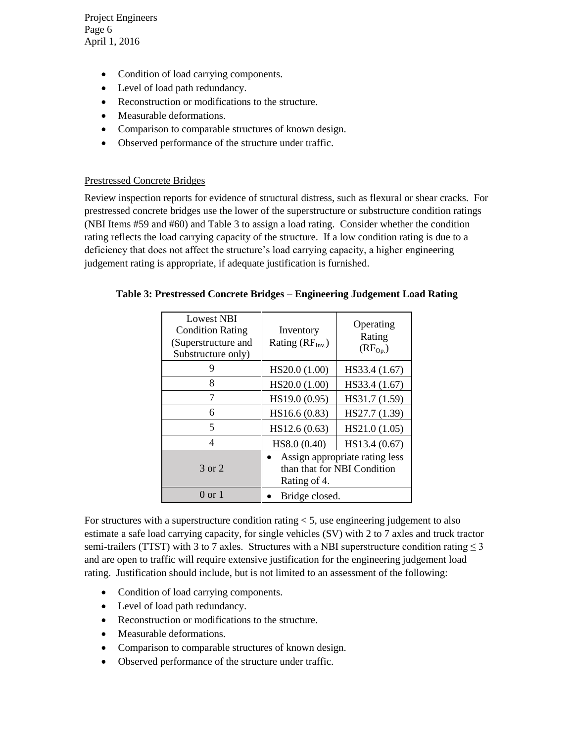- Condition of load carrying components.
- Level of load path redundancy.
- Reconstruction or modifications to the structure.
- Measurable deformations.
- Comparison to comparable structures of known design.
- Observed performance of the structure under traffic.

Prestressed Concrete Bridges

Review inspection reports for evidence of structural distress, such as flexural or shear cracks. For prestressed concrete bridges use the lower of the superstructure or substructure condition ratings (NBI Items #59 and #60) and Table 3 to assign a load rating. Consider whether the condition rating reflects the load carrying capacity of the structure. If a low condition rating is due to a deficiency that does not affect the structure's load carrying capacity, a higher engineering judgement rating is appropriate, if adequate justification is furnished.

**Table 3: Prestressed Concrete Bridges – Engineering Judgement Load Rating**

| Lowest NBI Condition Rating (Superstructure and Substructure only) | Inventory Rating ($RF_{Inv.}$) | Operating Rating ($RF_{Op.}$) |
|---|---|---|
| 9 | HS20.0 (1.00) | HS33.4 (1.67) |
| 8 | HS20.0 (1.00) | HS33.4 (1.67) |
| 7 | HS19.0 (0.95) | HS31.7 (1.59) |
| 6 | HS16.6 (0.83) | HS27.7 (1.39) |
| 5 | HS12.6 (0.63) | HS21.0 (1.05) |
| 4 | HS8.0 (0.40) | HS13.4 (0.67) |
| 3 or 2 | • Assign appropriate rating less than that for NBI Condition Rating of 4. | |
| 0 or 1 | • Bridge closed. | |

For structures with a superstructure condition rating < 5, use engineering judgement to also estimate a safe load carrying capacity, for single vehicles (SV) with 2 to 7 axles and truck tractor semi-trailers (TTST) with 3 to 7 axles. Structures with a NBI superstructure condition rating ≤ 3 and are open to traffic will require extensive justification for the engineering judgement load rating. Justification should include, but is not limited to an assessment of the following:

- Condition of load carrying components.
- Level of load path redundancy.
- Reconstruction or modifications to the structure.
- Measurable deformations.
- Comparison to comparable structures of known design.
- Observed performance of the structure under traffic.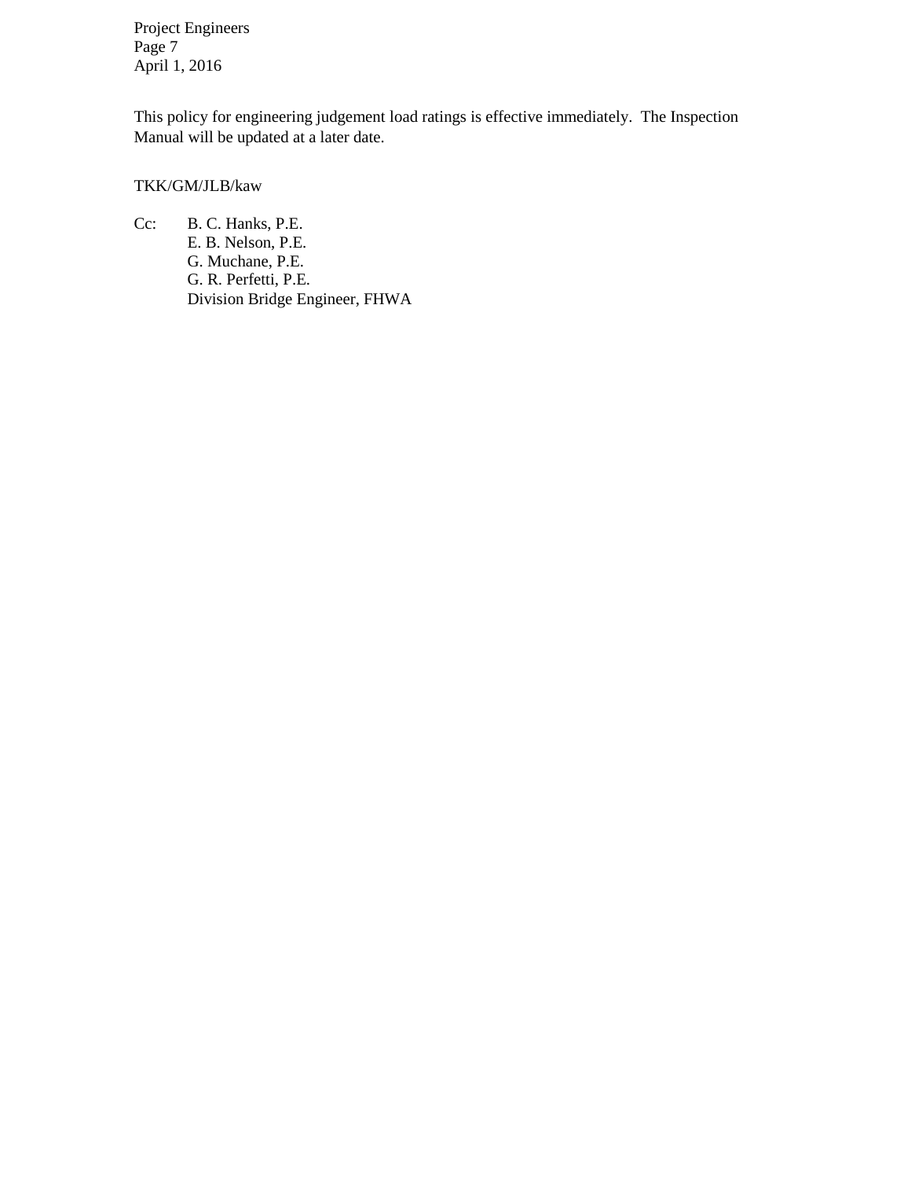This policy for engineering judgement load ratings is effective immediately. The Inspection Manual will be updated at a later date.

TKK/GM/JLB/kaw

Cc: B. C. Hanks, P.E.
E. B. Nelson, P.E.
G. Muchane, P.E.
G. R. Perfetti, P.E.
Division Bridge Engineer, FHWA